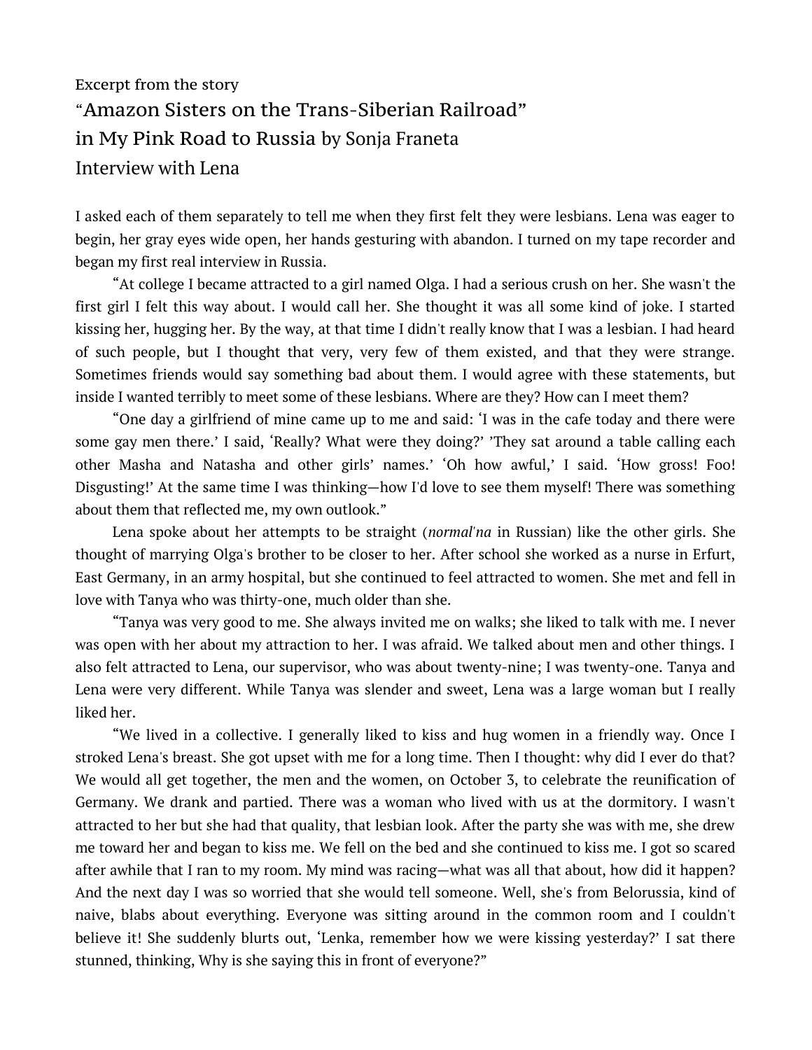Excerpt from the story

“Amazon Sisters on the Trans-Siberian Railroad”

in My Pink Road to Russia by Sonja Franeta

Interview with Lena

I asked each of them separately to tell me when they first felt they were lesbians. Lena was eager to begin, her gray eyes wide open, her hands gesturing with abandon. I turned on my tape recorder and began my first real interview in Russia.

“At college I became attracted to a girl named Olga. I had a serious crush on her. She wasn't the first girl I felt this way about. I would call her. She thought it was all some kind of joke. I started kissing her, hugging her. By the way, at that time I didn't really know that I was a lesbian. I had heard of such people, but I thought that very, very few of them existed, and that they were strange. Sometimes friends would say something bad about them. I would agree with these statements, but inside I wanted terribly to meet some of these lesbians. Where are they? How can I meet them?

“One day a girlfriend of mine came up to me and said: ‘I was in the cafe today and there were some gay men there.’ I said, ‘Really? What were they doing?’ ’They sat around a table calling each other Masha and Natasha and other girls’ names.’ ‘Oh how awful,’ I said. ‘How gross! Foo! Disgusting!’ At the same time I was thinking—how I'd love to see them myself! There was something about them that reflected me, my own outlook.”

Lena spoke about her attempts to be straight (*normal'na* in Russian) like the other girls. She thought of marrying Olga's brother to be closer to her. After school she worked as a nurse in Erfurt, East Germany, in an army hospital, but she continued to feel attracted to women. She met and fell in love with Tanya who was thirty-one, much older than she.

“Tanya was very good to me. She always invited me on walks; she liked to talk with me. I never was open with her about my attraction to her. I was afraid. We talked about men and other things. I also felt attracted to Lena, our supervisor, who was about twenty-nine; I was twenty-one. Tanya and Lena were very different. While Tanya was slender and sweet, Lena was a large woman but I really liked her.

“We lived in a collective. I generally liked to kiss and hug women in a friendly way. Once I stroked Lena's breast. She got upset with me for a long time. Then I thought: why did I ever do that? We would all get together, the men and the women, on October 3, to celebrate the reunification of Germany. We drank and partied. There was a woman who lived with us at the dormitory. I wasn't attracted to her but she had that quality, that lesbian look. After the party she was with me, she drew me toward her and began to kiss me. We fell on the bed and she continued to kiss me. I got so scared after awhile that I ran to my room. My mind was racing—what was all that about, how did it happen? And the next day I was so worried that she would tell someone. Well, she's from Belorussia, kind of naive, blabs about everything. Everyone was sitting around in the common room and I couldn't believe it! She suddenly blurts out, ‘Lenka, remember how we were kissing yesterday?’ I sat there stunned, thinking, Why is she saying this in front of everyone?”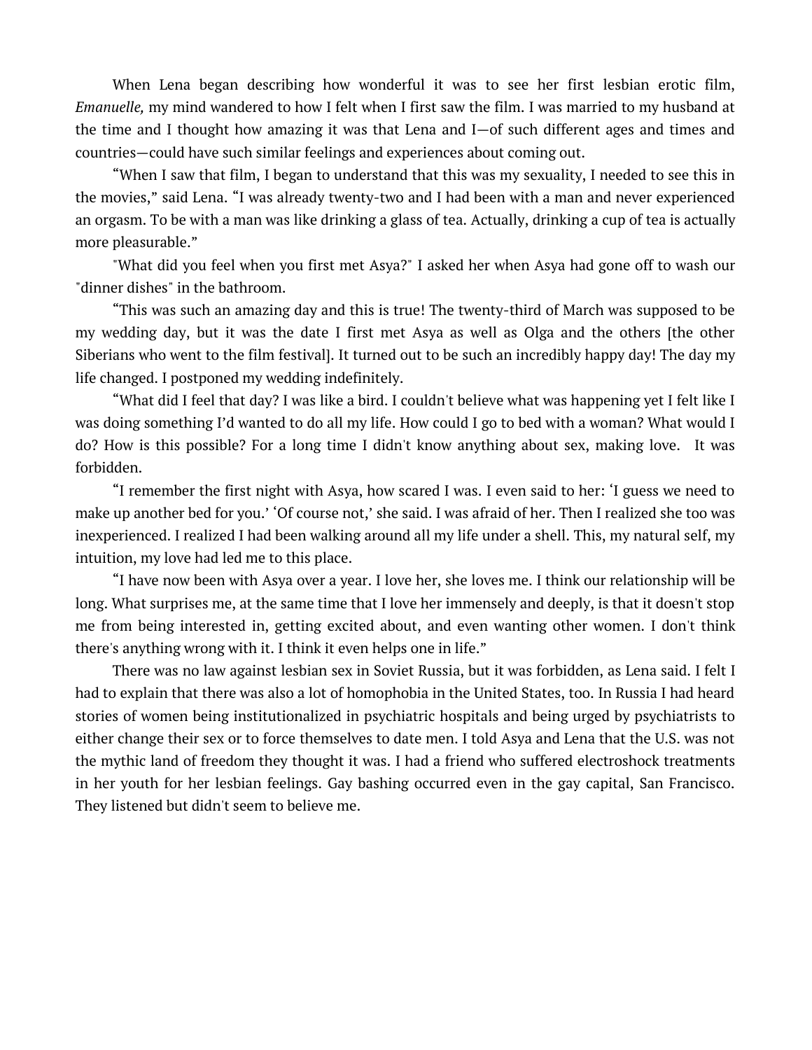When Lena began describing how wonderful it was to see her first lesbian erotic film, *Emanuelle,* my mind wandered to how I felt when I first saw the film. I was married to my husband at the time and I thought how amazing it was that Lena and I—of such different ages and times and countries—could have such similar feelings and experiences about coming out.

"When I saw that film, I began to understand that this was my sexuality, I needed to see this in the movies," said Lena. "I was already twenty-two and I had been with a man and never experienced an orgasm. To be with a man was like drinking a glass of tea. Actually, drinking a cup of tea is actually more pleasurable."

"What did you feel when you first met Asya?" I asked her when Asya had gone off to wash our "dinner dishes" in the bathroom.

"This was such an amazing day and this is true! The twenty-third of March was supposed to be my wedding day, but it was the date I first met Asya as well as Olga and the others [the other Siberians who went to the film festival]. It turned out to be such an incredibly happy day! The day my life changed. I postponed my wedding indefinitely.

"What did I feel that day? I was like a bird. I couldn't believe what was happening yet I felt like I was doing something I'd wanted to do all my life. How could I go to bed with a woman? What would I do? How is this possible? For a long time I didn't know anything about sex, making love. It was forbidden.

"I remember the first night with Asya, how scared I was. I even said to her: 'I guess we need to make up another bed for you.' 'Of course not,' she said. I was afraid of her. Then I realized she too was inexperienced. I realized I had been walking around all my life under a shell. This, my natural self, my intuition, my love had led me to this place.

"I have now been with Asya over a year. I love her, she loves me. I think our relationship will be long. What surprises me, at the same time that I love her immensely and deeply, is that it doesn't stop me from being interested in, getting excited about, and even wanting other women. I don't think there's anything wrong with it. I think it even helps one in life."

There was no law against lesbian sex in Soviet Russia, but it was forbidden, as Lena said. I felt I had to explain that there was also a lot of homophobia in the United States, too. In Russia I had heard stories of women being institutionalized in psychiatric hospitals and being urged by psychiatrists to either change their sex or to force themselves to date men. I told Asya and Lena that the U.S. was not the mythic land of freedom they thought it was. I had a friend who suffered electroshock treatments in her youth for her lesbian feelings. Gay bashing occurred even in the gay capital, San Francisco. They listened but didn't seem to believe me.